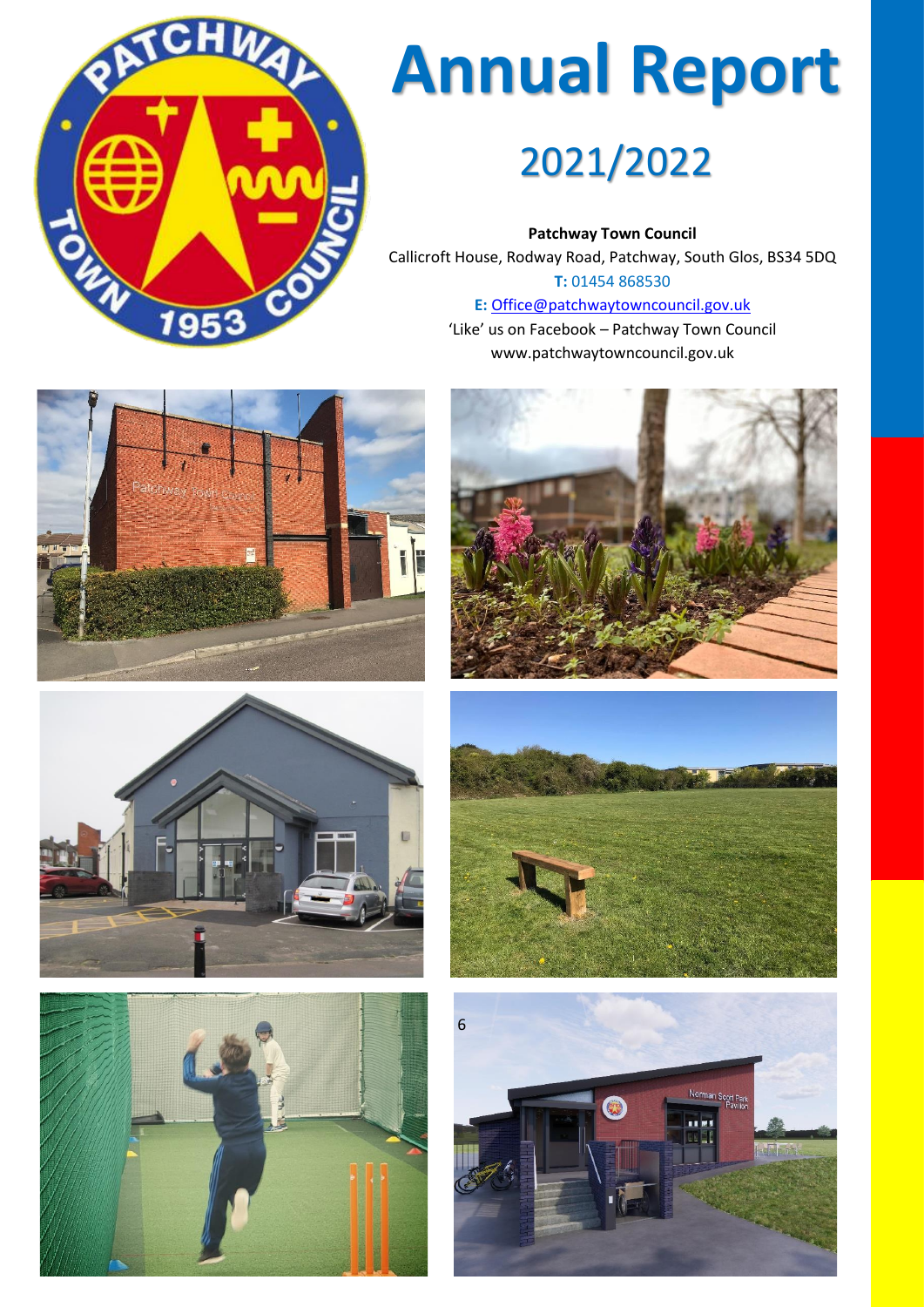# Annual Report

## 2021/2022

**Patchway Town Council**

Callicroft House, Rodway Road, Patchway, South Glos, BS34 5DQ

**T:** 01454 868530

**E:** Office@patchwaytowncouncil.gov.uk

'Like' us on Facebook – Patchway Town Council

www.patchwaytowncouncil.gov.uk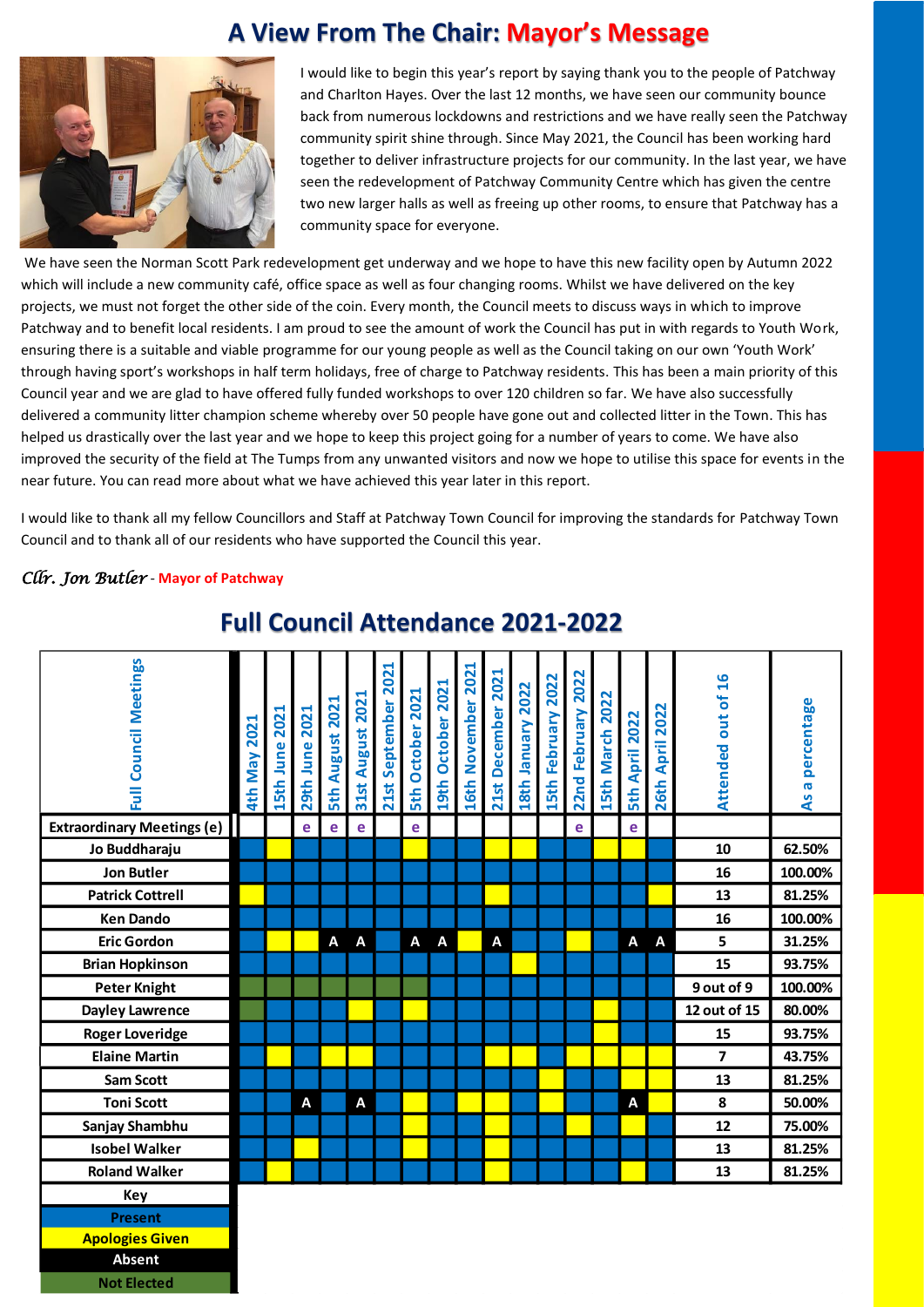# A View From The Chair: Mayor's Message

I would like to begin this year's report by saying thank you to the people of Patchway and Charlton Hayes. Over the last 12 months, we have seen our community bounce back from numerous lockdowns and restrictions and we have really seen the Patchway community spirit shine through. Since May 2021, the Council has been working hard together to deliver infrastructure projects for our community. In the last year, we have seen the redevelopment of Patchway Community Centre which has given the centre two new larger halls as well as freeing up other rooms, to ensure that Patchway has a community space for everyone.

We have seen the Norman Scott Park redevelopment get underway and we hope to have this new facility open by Autumn 2022 which will include a new community café, office space as well as four changing rooms. Whilst we have delivered on the key projects, we must not forget the other side of the coin. Every month, the Council meets to discuss ways in which to improve Patchway and to benefit local residents. I am proud to see the amount of work the Council has put in with regards to Youth Work, ensuring there is a suitable and viable programme for our young people as well as the Council taking on our own 'Youth Work' through having sport's workshops in half term holidays, free of charge to Patchway residents. This has been a main priority of this Council year and we are glad to have offered fully funded workshops to over 120 children so far. We have also successfully delivered a community litter champion scheme whereby over 50 people have gone out and collected litter in the Town. This has helped us drastically over the last year and we hope to keep this project going for a number of years to come. We have also improved the security of the field at The Tumps from any unwanted visitors and now we hope to utilise this space for events in the near future. You can read more about what we have achieved this year later in this report.

I would like to thank all my fellow Councillors and Staff at Patchway Town Council for improving the standards for Patchway Town Council and to thank all of our residents who have supported the Council this year.

*Cllr. Jon Butler* - **Mayor of Patchway**

## Full Council Attendance 2021-2022

| Full Council Meetings | 4th May 2021 | 15th June 2021 | 29th June 2021 | 5th August 2021 | 31st August 2021 | 21st September 2021 | 5th October 2021 | 19th October 2021 | 16th November 2021 | 21st December 2021 | 18th January 2022 | 15th February 2022 | 22nd February 2022 | 15th March 2022 | 5th April 2022 | 26th April 2022 | Attended out of 16 | As a percentage |
|---|---|---|---|---|---|---|---|---|---|---|---|---|---|---|---|---|---|---|
| **Extraordinary Meetings (e)** | | | e | e | e | | e | | | | | | e | | e | | | |
| **Jo Buddharaju** | Present | Apologies Given | Present | Present | Present | Present | Apologies Given | Present | Present | Apologies Given | Apologies Given | Present | Present | Apologies Given | Apologies Given | Present | 10 | 62.50% |
| **Jon Butler** | Present | Present | Present | Present | Present | Present | Present | Present | Present | Present | Present | Present | Present | Present | Present | Present | 16 | 100.00% |
| **Patrick Cottrell** | Apologies Given | Present | Present | Present | Present | Present | Present | Present | Present | Apologies Given | Present | Present | Present | Present | Present | Apologies Given | 13 | 81.25% |
| **Ken Dando** | Present | Present | Present | Present | Present | Present | Present | Present | Present | Present | Present | Present | Present | Present | Present | Present | 16 | 100.00% |
| **Eric Gordon** | Present | Apologies Given | Apologies Given | A | A | Present | A | A | Apologies Given | A | Present | Present | Apologies Given | Present | A | A | 5 | 31.25% |
| **Brian Hopkinson** | Present | Present | Present | Present | Present | Present | Present | Present | Present | Present | Apologies Given | Present | Present | Present | Present | Present | 15 | 93.75% |
| **Peter Knight** | Not Elected | Not Elected | Not Elected | Not Elected | Not Elected | Not Elected | Not Elected | Present | Present | Present | Present | Present | Present | Present | Present | Present | 9 out of 9 | 100.00% |
| **Dayley Lawrence** | Not Elected | Present | Present | Present | Apologies Given | Present | Apologies Given | Present | Present | Present | Present | Present | Present | Apologies Given | Present | Present | 12 out of 15 | 80.00% |
| **Roger Loveridge** | Present | Present | Present | Present | Present | Present | Present | Present | Present | Present | Present | Present | Present | Apologies Given | Present | Present | 15 | 93.75% |
| **Elaine Martin** | Present | Apologies Given | Present | Apologies Given | Apologies Given | Present | Present | Present | Present | Apologies Given | Apologies Given | Present | Apologies Given | Apologies Given | Apologies Given | Apologies Given | 7 | 43.75% |
| **Sam Scott** | Present | Present | Present | Present | Present | Present | Present | Present | Present | Present | Present | Apologies Given | Present | Present | Apologies Given | Apologies Given | 13 | 81.25% |
| **Toni Scott** | Present | Present | A | Present | A | Present | Apologies Given | Present | Apologies Given | Apologies Given | Present | Apologies Given | Present | Present | A | Apologies Given | 8 | 50.00% |
| **Sanjay Shambhu** | Present | Present | Present | Present | Present | Present | Apologies Given | Present | Present | Apologies Given | Present | Present | Apologies Given | Present | Apologies Given | Present | 12 | 75.00% |
| **Isobel Walker** | Present | Present | Apologies Given | Present | Present | Present | Apologies Given | Present | Present | Apologies Given | Present | Present | Present | Present | Present | Present | 13 | 81.25% |
| **Roland Walker** | Present | Apologies Given | Present | Present | Present | Present | Apologies Given | Present | Present | Present | Present | Present | Present | Present | Apologies Given | Present | 13 | 81.25% |

**Key**

- Present
- Apologies Given
- Absent (A)
- Not Elected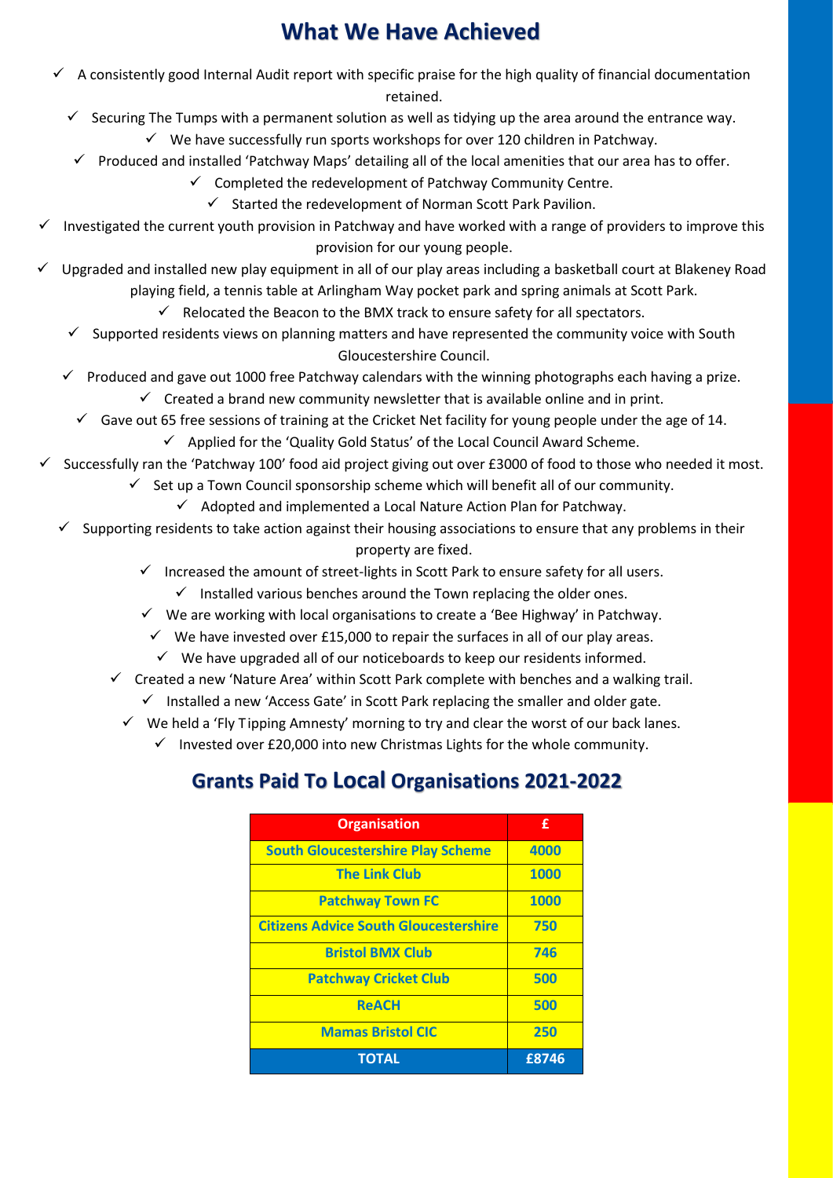## What We Have Achieved

- ✓ A consistently good Internal Audit report with specific praise for the high quality of financial documentation retained.
- ✓ Securing The Tumps with a permanent solution as well as tidying up the area around the entrance way.
- ✓ We have successfully run sports workshops for over 120 children in Patchway.
- ✓ Produced and installed 'Patchway Maps' detailing all of the local amenities that our area has to offer.
- ✓ Completed the redevelopment of Patchway Community Centre.
- ✓ Started the redevelopment of Norman Scott Park Pavilion.
- ✓ Investigated the current youth provision in Patchway and have worked with a range of providers to improve this provision for our young people.
- ✓ Upgraded and installed new play equipment in all of our play areas including a basketball court at Blakeney Road playing field, a tennis table at Arlingham Way pocket park and spring animals at Scott Park.
- ✓ Relocated the Beacon to the BMX track to ensure safety for all spectators.
- ✓ Supported residents views on planning matters and have represented the community voice with South Gloucestershire Council.
- ✓ Produced and gave out 1000 free Patchway calendars with the winning photographs each having a prize.
- ✓ Created a brand new community newsletter that is available online and in print.
- ✓ Gave out 65 free sessions of training at the Cricket Net facility for young people under the age of 14.
- ✓ Applied for the 'Quality Gold Status' of the Local Council Award Scheme.
- ✓ Successfully ran the 'Patchway 100' food aid project giving out over £3000 of food to those who needed it most.
- ✓ Set up a Town Council sponsorship scheme which will benefit all of our community.
- ✓ Adopted and implemented a Local Nature Action Plan for Patchway.
- ✓ Supporting residents to take action against their housing associations to ensure that any problems in their property are fixed.
- ✓ Increased the amount of street-lights in Scott Park to ensure safety for all users.
- ✓ Installed various benches around the Town replacing the older ones.
- ✓ We are working with local organisations to create a 'Bee Highway' in Patchway.
- ✓ We have invested over £15,000 to repair the surfaces in all of our play areas.
- ✓ We have upgraded all of our noticeboards to keep our residents informed.
- ✓ Created a new 'Nature Area' within Scott Park complete with benches and a walking trail.
- ✓ Installed a new 'Access Gate' in Scott Park replacing the smaller and older gate.
- ✓ We held a 'Fly Tipping Amnesty' morning to try and clear the worst of our back lanes.
- ✓ Invested over £20,000 into new Christmas Lights for the whole community.

## Grants Paid To Local Organisations 2021-2022

| Organisation | £ |
|---|---|
| South Gloucestershire Play Scheme | 4000 |
| The Link Club | 1000 |
| Patchway Town FC | 1000 |
| Citizens Advice South Gloucestershire | 750 |
| Bristol BMX Club | 746 |
| Patchway Cricket Club | 500 |
| ReACH | 500 |
| Mamas Bristol CIC | 250 |
| **TOTAL** | **£8746** |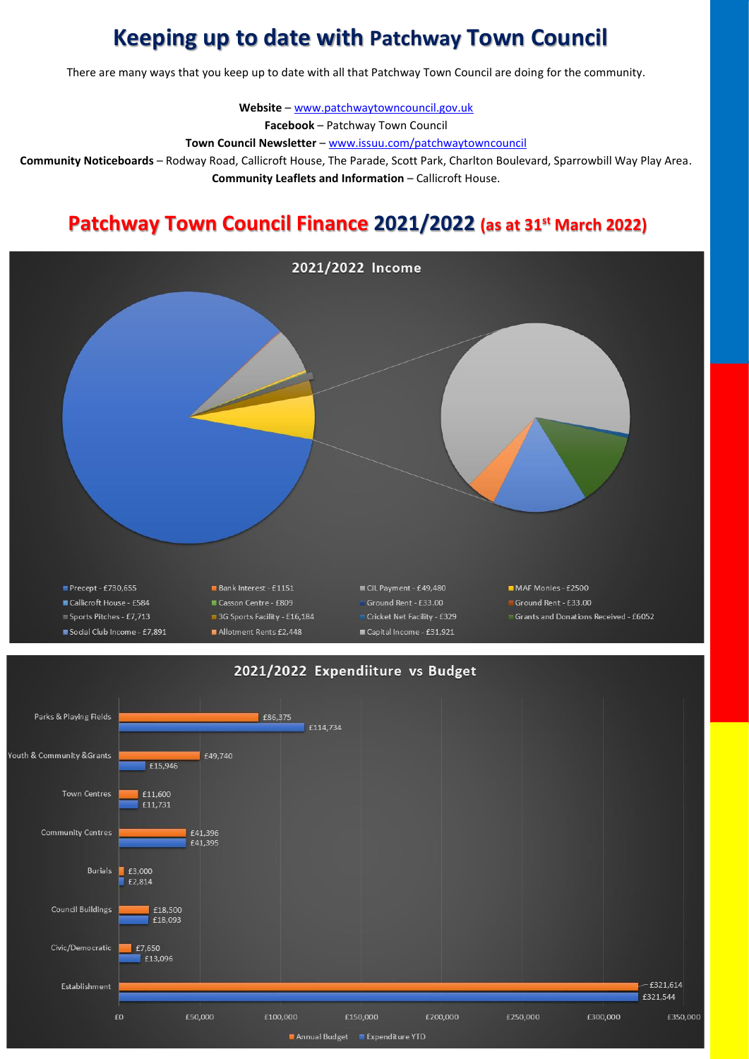# Keeping up to date with Patchway Town Council

There are many ways that you keep up to date with all that Patchway Town Council are doing for the community.

**Website** – www.patchwaytowncouncil.gov.uk

**Facebook** – Patchway Town Council

**Town Council Newsletter** – www.issuu.com/patchwaytowncouncil

**Community Noticeboards** – Rodway Road, Callicroft House, The Parade, Scott Park, Charlton Boulevard, Sparrowbill Way Play Area.

**Community Leaflets and Information** – Callicroft House.

## Patchway Town Council Finance 2021/2022 (as at 31st March 2022)

2021/2022 Income

Precept - £730,655
Bank Interest - £1151
CIL Payment - £49,480
MAF Monies - £2500
Callicroft House - £584
Casson Centre - £809
Ground Rent - £33.00
Ground Rent - £33.00
Sports Pitches - £7,713
3G Sports Facility - £16,184
Cricket Net Facility - £329
Grants and Donations Received - £6052
Social Club Income - £7,891
Allotment Rents £2,448
Capital Income - £31,921

2021/2022 Expendiiture vs Budget

Parks & Playing Fields: £86,375; £114,734
Youth & Community &Grants: £49,740; £15,946
Town Centres: £11,600; £11,731
Community Centres: £41,396; £41,395
Burials: £3,000; £2,814
Council Buildings: £18,500; £18,093
Civic/Democratic: £7,650; £13,096
Establishment: £321,614; £321,544

£0 £50,000 £100,000 £150,000 £200,000 £250,000 £300,000 £350,000

Annual Budget
Expenditure YTD